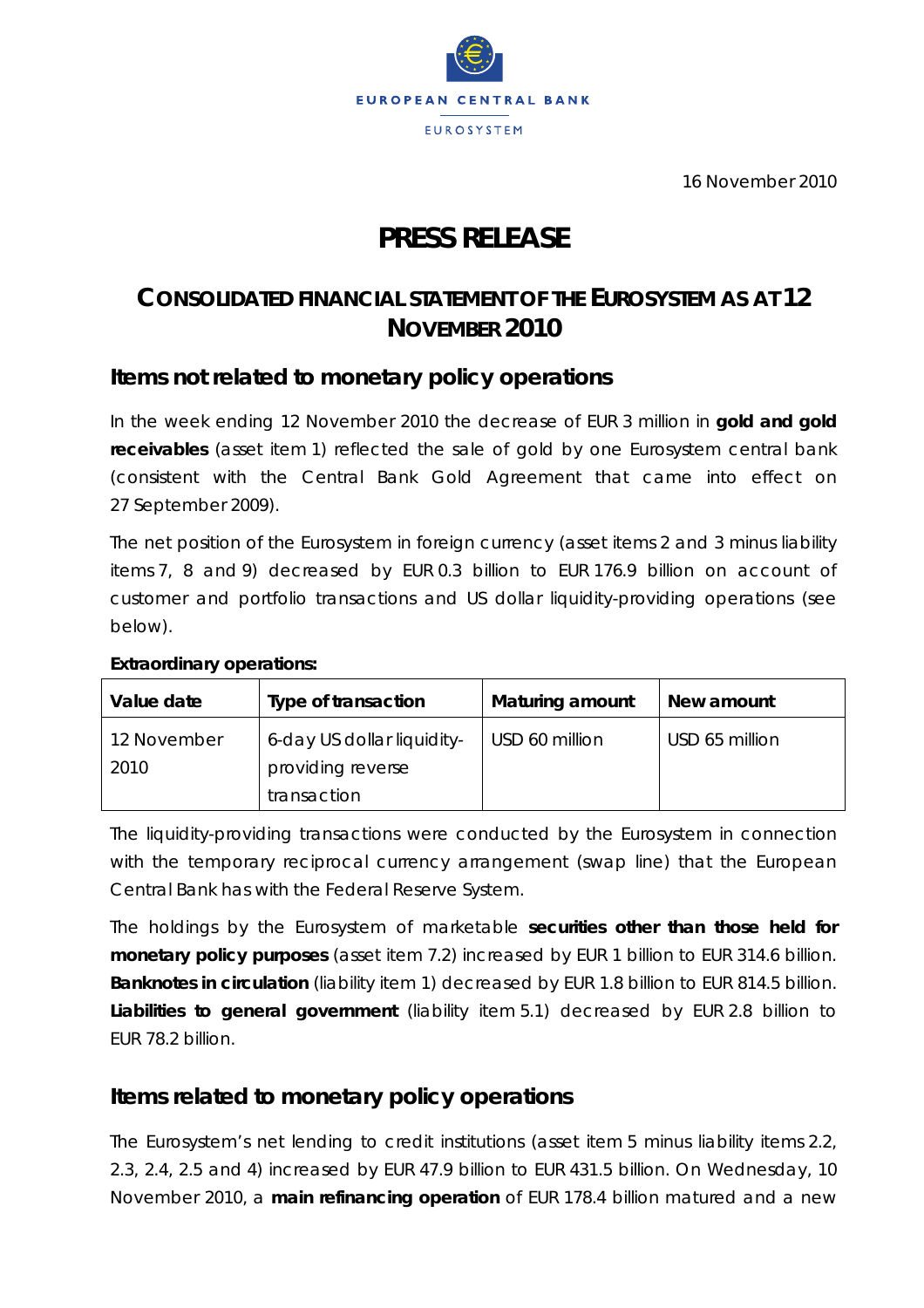EUROPEAN CENTRAL BANK

EUROSYSTEM

16 November 2010

# PRESS RELEASE

## CONSOLIDATED FINANCIAL STATEMENT OF THE EUROSYSTEM AS AT 12 NOVEMBER 2010

### Items not related to monetary policy operations

In the week ending 12 November 2010 the decrease of EUR 3 million in **gold and gold receivables** (asset item 1) reflected the sale of gold by one Eurosystem central bank (consistent with the Central Bank Gold Agreement that came into effect on 27 September 2009).

The net position of the Eurosystem in foreign currency (asset items 2 and 3 minus liability items 7, 8 and 9) decreased by EUR 0.3 billion to EUR 176.9 billion on account of customer and portfolio transactions and US dollar liquidity-providing operations (see below).

**Extraordinary operations:**

| Value date | Type of transaction | Maturing amount | New amount |
|---|---|---|---|
| 12 November 2010 | 6-day US dollar liquidity-providing reverse transaction | USD 60 million | USD 65 million |

The liquidity-providing transactions were conducted by the Eurosystem in connection with the temporary reciprocal currency arrangement (swap line) that the European Central Bank has with the Federal Reserve System.

The holdings by the Eurosystem of marketable **securities other than those held for monetary policy purposes** (asset item 7.2) increased by EUR 1 billion to EUR 314.6 billion. **Banknotes in circulation** (liability item 1) decreased by EUR 1.8 billion to EUR 814.5 billion. **Liabilities to general government** (liability item 5.1) decreased by EUR 2.8 billion to EUR 78.2 billion.

### Items related to monetary policy operations

The Eurosystem's net lending to credit institutions (asset item 5 minus liability items 2.2, 2.3, 2.4, 2.5 and 4) increased by EUR 47.9 billion to EUR 431.5 billion. On Wednesday, 10 November 2010, a **main refinancing operation** of EUR 178.4 billion matured and a new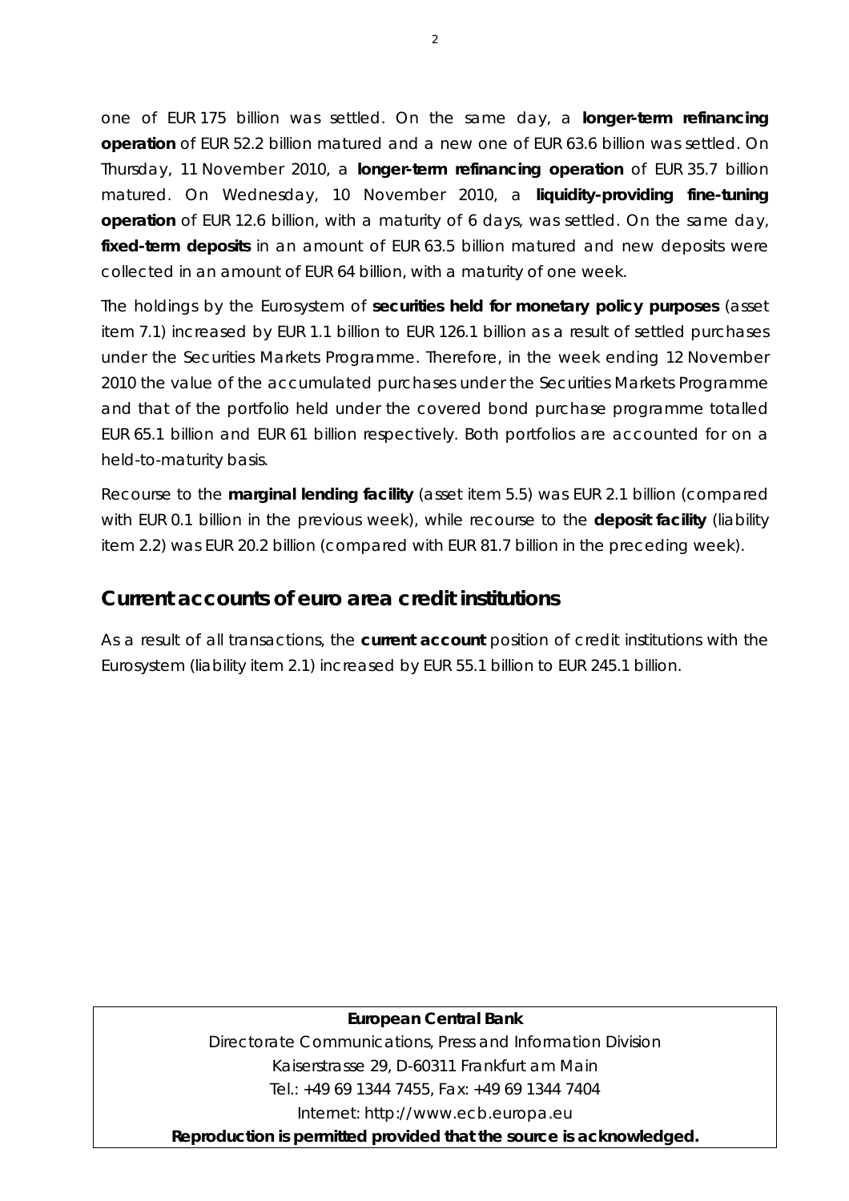one of EUR 175 billion was settled. On the same day, a **longer-term refinancing operation** of EUR 52.2 billion matured and a new one of EUR 63.6 billion was settled. On Thursday, 11 November 2010, a **longer-term refinancing operation** of EUR 35.7 billion matured. On Wednesday, 10 November 2010, a **liquidity-providing fine-tuning operation** of EUR 12.6 billion, with a maturity of 6 days, was settled. On the same day, **fixed-term deposits** in an amount of EUR 63.5 billion matured and new deposits were collected in an amount of EUR 64 billion, with a maturity of one week.

The holdings by the Eurosystem of **securities held for monetary policy purposes** (asset item 7.1) increased by EUR 1.1 billion to EUR 126.1 billion as a result of settled purchases under the Securities Markets Programme. Therefore, in the week ending 12 November 2010 the value of the accumulated purchases under the Securities Markets Programme and that of the portfolio held under the covered bond purchase programme totalled EUR 65.1 billion and EUR 61 billion respectively. Both portfolios are accounted for on a held-to-maturity basis.

Recourse to the **marginal lending facility** (asset item 5.5) was EUR 2.1 billion (compared with EUR 0.1 billion in the previous week), while recourse to the **deposit facility** (liability item 2.2) was EUR 20.2 billion (compared with EUR 81.7 billion in the preceding week).

## Current accounts of euro area credit institutions

As a result of all transactions, the **current account** position of credit institutions with the Eurosystem (liability item 2.1) increased by EUR 55.1 billion to EUR 245.1 billion.

**European Central Bank**

Directorate Communications, Press and Information Division

Kaiserstrasse 29, D-60311 Frankfurt am Main

Tel.: +49 69 1344 7455, Fax: +49 69 1344 7404

Internet: http://www.ecb.europa.eu

**Reproduction is permitted provided that the source is acknowledged.**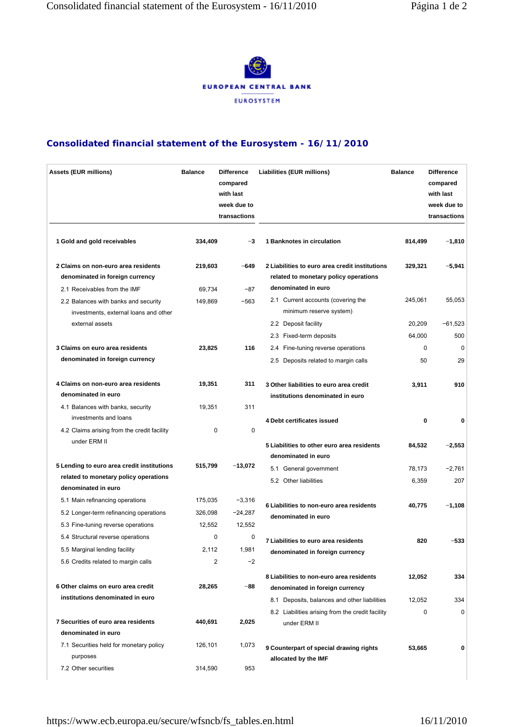EUROPEAN CENTRAL BANK

EUROSYSTEM

## Consolidated financial statement of the Eurosystem - 16/11/2010

| Assets (EUR millions) | Balance | Difference compared with last week due to transactions | Liabilities (EUR millions) | Balance | Difference compared with last week due to transactions |
|---|---|---|---|---|---|
| **1 Gold and gold receivables** | **334,409** | **−3** | **1 Banknotes in circulation** | **814,499** | **−1,810** |
| **2 Claims on non-euro area residents denominated in foreign currency** | **219,603** | **−649** | **2 Liabilities to euro area credit institutions related to monetary policy operations denominated in euro** | **329,321** | **−5,941** |
| 2.1 Receivables from the IMF | 69,734 | −87 | 2.1 Current accounts (covering the minimum reserve system) | 245,061 | 55,053 |
| 2.2 Balances with banks and security investments, external loans and other external assets | 149,869 | −563 | 2.2 Deposit facility | 20,209 | −61,523 |
| | | | 2.3 Fixed-term deposits | 64,000 | 500 |
| **3 Claims on euro area residents denominated in foreign currency** | **23,825** | **116** | 2.4 Fine-tuning reverse operations | 0 | 0 |
| | | | 2.5 Deposits related to margin calls | 50 | 29 |
| **4 Claims on non-euro area residents denominated in euro** | **19,351** | **311** | **3 Other liabilities to euro area credit institutions denominated in euro** | **3,911** | **910** |
| 4.1 Balances with banks, security investments and loans | 19,351 | 311 | | | |
| 4.2 Claims arising from the credit facility under ERM II | 0 | 0 | **4 Debt certificates issued** | **0** | **0** |
| | | | **5 Liabilities to other euro area residents denominated in euro** | **84,532** | **−2,553** |
| **5 Lending to euro area credit institutions related to monetary policy operations denominated in euro** | **515,799** | **−13,072** | 5.1 General government | 78,173 | −2,761 |
| 5.1 Main refinancing operations | 175,035 | −3,316 | 5.2 Other liabilities | 6,359 | 207 |
| 5.2 Longer-term refinancing operations | 326,098 | −24,287 | **6 Liabilities to non-euro area residents denominated in euro** | **40,775** | **−1,108** |
| 5.3 Fine-tuning reverse operations | 12,552 | 12,552 | | | |
| 5.4 Structural reverse operations | 0 | 0 | **7 Liabilities to euro area residents denominated in foreign currency** | **820** | **−533** |
| 5.5 Marginal lending facility | 2,112 | 1,981 | | | |
| 5.6 Credits related to margin calls | 2 | −2 | **8 Liabilities to non-euro area residents denominated in foreign currency** | **12,052** | **334** |
| **6 Other claims on euro area credit institutions denominated in euro** | **28,265** | **−88** | 8.1 Deposits, balances and other liabilities | 12,052 | 334 |
| | | | 8.2 Liabilities arising from the credit facility under ERM II | 0 | 0 |
| **7 Securities of euro area residents denominated in euro** | **440,691** | **2,025** | **9 Counterpart of special drawing rights allocated by the IMF** | **53,665** | **0** |
| 7.1 Securities held for monetary policy purposes | 126,101 | 1,073 | | | |
| 7.2 Other securities | 314,590 | 953 | | | |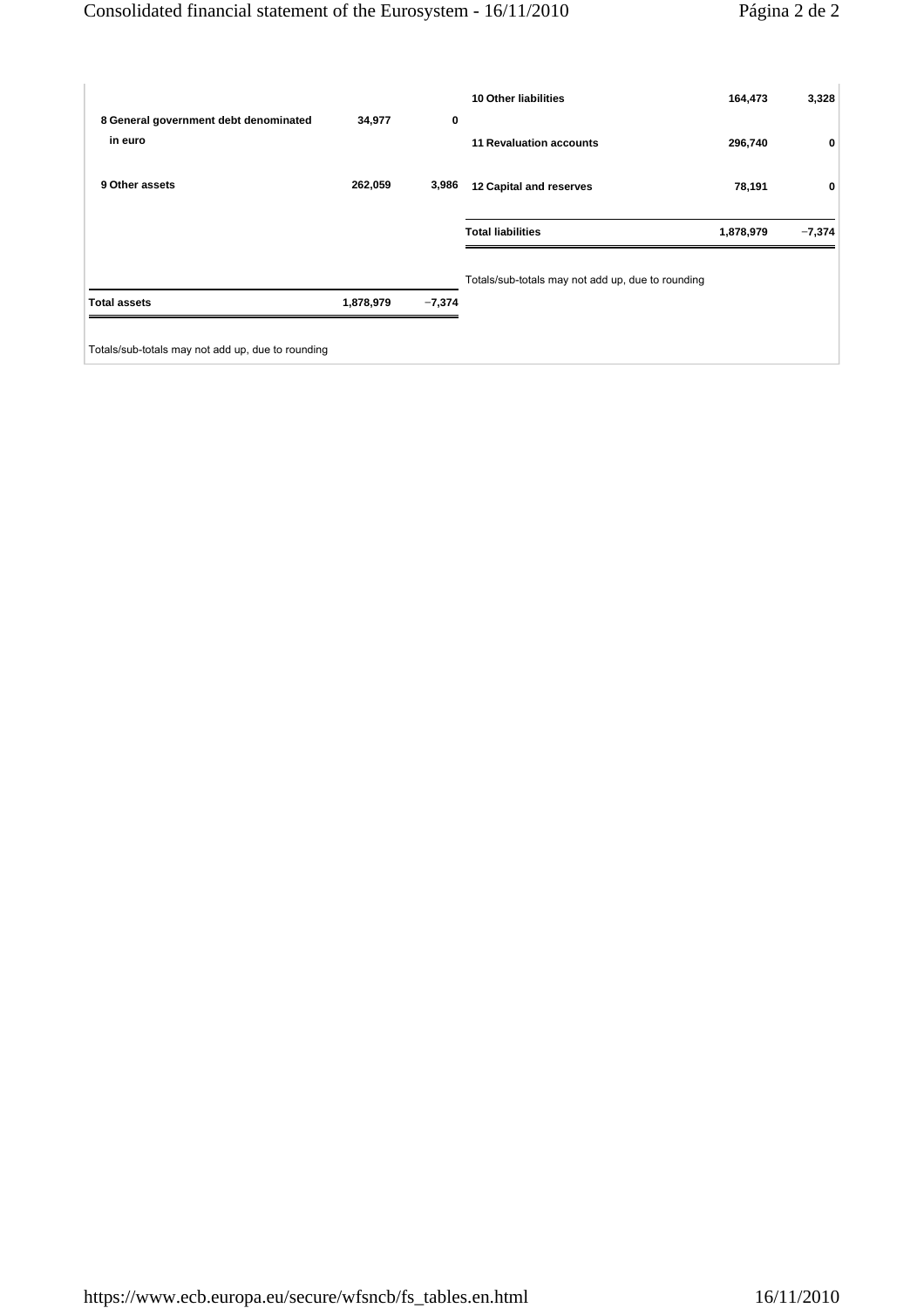| | | | | | |
|---|---|---|---|---|---|
| | | | **10 Other liabilities** | **164,473** | **3,328** |
| **8 General government debt denominated in euro** | **34,977** | **0** | **11 Revaluation accounts** | **296,740** | **0** |
| **9 Other assets** | **262,059** | **3,986** | **12 Capital and reserves** | **78,191** | **0** |
| | | | **Total liabilities** | **1,878,979** | **−7,374** |
| **Total assets** | **1,878,979** | **−7,374** | | | |

Totals/sub-totals may not add up, due to rounding

Totals/sub-totals may not add up, due to rounding